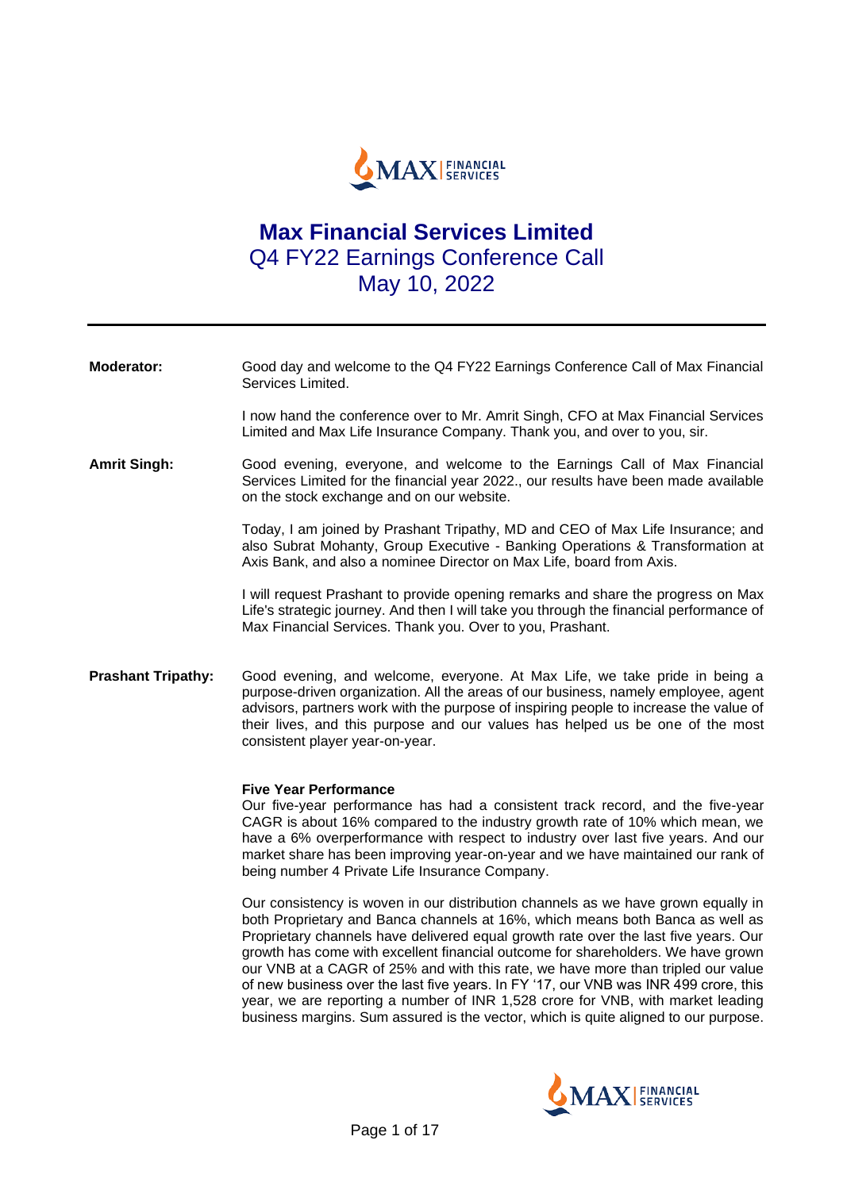# Max Financial Services Limited

## Q4 FY22 Earnings Conference Call

## May 10, 2022

---

**Moderator:** Good day and welcome to the Q4 FY22 Earnings Conference Call of Max Financial Services Limited.

I now hand the conference over to Mr. Amrit Singh, CFO at Max Financial Services Limited and Max Life Insurance Company. Thank you, and over to you, sir.

**Amrit Singh:** Good evening, everyone, and welcome to the Earnings Call of Max Financial Services Limited for the financial year 2022., our results have been made available on the stock exchange and on our website.

Today, I am joined by Prashant Tripathy, MD and CEO of Max Life Insurance; and also Subrat Mohanty, Group Executive - Banking Operations & Transformation at Axis Bank, and also a nominee Director on Max Life, board from Axis.

I will request Prashant to provide opening remarks and share the progress on Max Life's strategic journey. And then I will take you through the financial performance of Max Financial Services. Thank you. Over to you, Prashant.

**Prashant Tripathy:** Good evening, and welcome, everyone. At Max Life, we take pride in being a purpose-driven organization. All the areas of our business, namely employee, agent advisors, partners work with the purpose of inspiring people to increase the value of their lives, and this purpose and our values has helped us be one of the most consistent player year-on-year.

**Five Year Performance**

Our five-year performance has had a consistent track record, and the five-year CAGR is about 16% compared to the industry growth rate of 10% which mean, we have a 6% overperformance with respect to industry over last five years. And our market share has been improving year-on-year and we have maintained our rank of being number 4 Private Life Insurance Company.

Our consistency is woven in our distribution channels as we have grown equally in both Proprietary and Banca channels at 16%, which means both Banca as well as Proprietary channels have delivered equal growth rate over the last five years. Our growth has come with excellent financial outcome for shareholders. We have grown our VNB at a CAGR of 25% and with this rate, we have more than tripled our value of new business over the last five years. In FY '17, our VNB was INR 499 crore, this year, we are reporting a number of INR 1,528 crore for VNB, with market leading business margins. Sum assured is the vector, which is quite aligned to our purpose.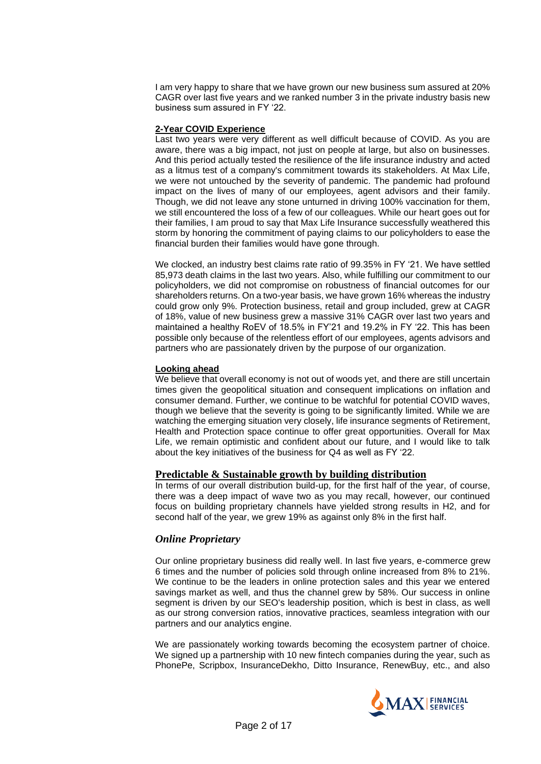I am very happy to share that we have grown our new business sum assured at 20% CAGR over last five years and we ranked number 3 in the private industry basis new business sum assured in FY '22.

**2-Year COVID Experience**

Last two years were very different as well difficult because of COVID. As you are aware, there was a big impact, not just on people at large, but also on businesses. And this period actually tested the resilience of the life insurance industry and acted as a litmus test of a company's commitment towards its stakeholders. At Max Life, we were not untouched by the severity of pandemic. The pandemic had profound impact on the lives of many of our employees, agent advisors and their family. Though, we did not leave any stone unturned in driving 100% vaccination for them, we still encountered the loss of a few of our colleagues. While our heart goes out for their families, I am proud to say that Max Life Insurance successfully weathered this storm by honoring the commitment of paying claims to our policyholders to ease the financial burden their families would have gone through.

We clocked, an industry best claims rate ratio of 99.35% in FY '21. We have settled 85,973 death claims in the last two years. Also, while fulfilling our commitment to our policyholders, we did not compromise on robustness of financial outcomes for our shareholders returns. On a two-year basis, we have grown 16% whereas the industry could grow only 9%. Protection business, retail and group included, grew at CAGR of 18%, value of new business grew a massive 31% CAGR over last two years and maintained a healthy RoEV of 18.5% in FY'21 and 19.2% in FY '22. This has been possible only because of the relentless effort of our employees, agents advisors and partners who are passionately driven by the purpose of our organization.

**Looking ahead**

We believe that overall economy is not out of woods yet, and there are still uncertain times given the geopolitical situation and consequent implications on inflation and consumer demand. Further, we continue to be watchful for potential COVID waves, though we believe that the severity is going to be significantly limited. While we are watching the emerging situation very closely, life insurance segments of Retirement, Health and Protection space continue to offer great opportunities. Overall for Max Life, we remain optimistic and confident about our future, and I would like to talk about the key initiatives of the business for Q4 as well as FY '22.

## Predictable & Sustainable growth by building distribution

In terms of our overall distribution build-up, for the first half of the year, of course, there was a deep impact of wave two as you may recall, however, our continued focus on building proprietary channels have yielded strong results in H2, and for second half of the year, we grew 19% as against only 8% in the first half.

### *Online Proprietary*

Our online proprietary business did really well. In last five years, e-commerce grew 6 times and the number of policies sold through online increased from 8% to 21%. We continue to be the leaders in online protection sales and this year we entered savings market as well, and thus the channel grew by 58%. Our success in online segment is driven by our SEO's leadership position, which is best in class, as well as our strong conversion ratios, innovative practices, seamless integration with our partners and our analytics engine.

We are passionately working towards becoming the ecosystem partner of choice. We signed up a partnership with 10 new fintech companies during the year, such as PhonePe, Scripbox, InsuranceDekho, Ditto Insurance, RenewBuy, etc., and also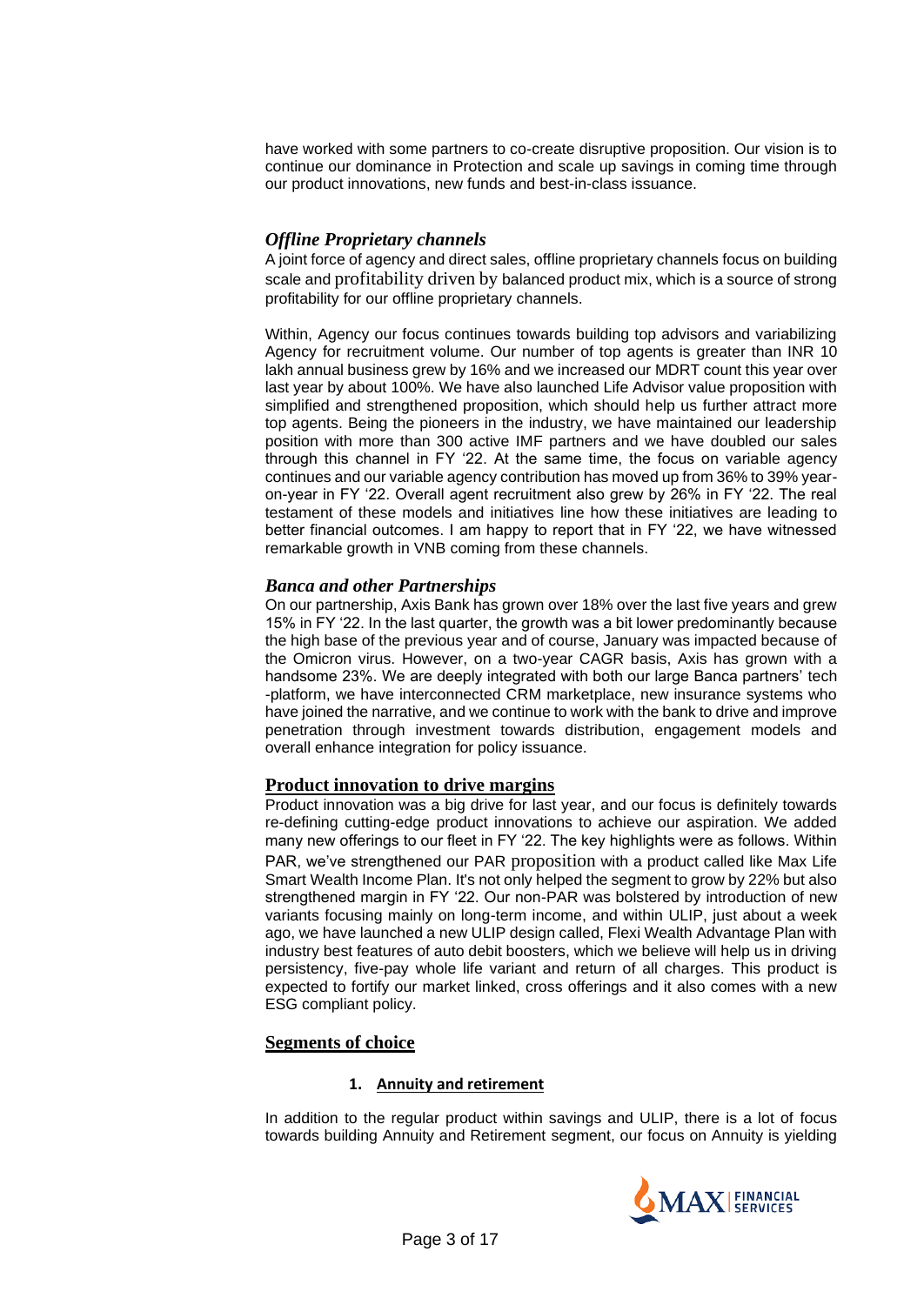have worked with some partners to co-create disruptive proposition. Our vision is to continue our dominance in Protection and scale up savings in coming time through our product innovations, new funds and best-in-class issuance.

### *Offline Proprietary channels*

A joint force of agency and direct sales, offline proprietary channels focus on building scale and profitability driven by balanced product mix, which is a source of strong profitability for our offline proprietary channels.

Within, Agency our focus continues towards building top advisors and variabilizing Agency for recruitment volume. Our number of top agents is greater than INR 10 lakh annual business grew by 16% and we increased our MDRT count this year over last year by about 100%. We have also launched Life Advisor value proposition with simplified and strengthened proposition, which should help us further attract more top agents. Being the pioneers in the industry, we have maintained our leadership position with more than 300 active IMF partners and we have doubled our sales through this channel in FY '22. At the same time, the focus on variable agency continues and our variable agency contribution has moved up from 36% to 39% year-on-year in FY '22. Overall agent recruitment also grew by 26% in FY '22. The real testament of these models and initiatives line how these initiatives are leading to better financial outcomes. I am happy to report that in FY '22, we have witnessed remarkable growth in VNB coming from these channels.

### *Banca and other Partnerships*

On our partnership, Axis Bank has grown over 18% over the last five years and grew 15% in FY '22. In the last quarter, the growth was a bit lower predominantly because the high base of the previous year and of course, January was impacted because of the Omicron virus. However, on a two-year CAGR basis, Axis has grown with a handsome 23%. We are deeply integrated with both our large Banca partners' tech -platform, we have interconnected CRM marketplace, new insurance systems who have joined the narrative, and we continue to work with the bank to drive and improve penetration through investment towards distribution, engagement models and overall enhance integration for policy issuance.

## Product innovation to drive margins

Product innovation was a big drive for last year, and our focus is definitely towards re-defining cutting-edge product innovations to achieve our aspiration. We added many new offerings to our fleet in FY '22. The key highlights were as follows. Within PAR, we've strengthened our PAR proposition with a product called like Max Life Smart Wealth Income Plan. It's not only helped the segment to grow by 22% but also strengthened margin in FY '22. Our non-PAR was bolstered by introduction of new variants focusing mainly on long-term income, and within ULIP, just about a week ago, we have launched a new ULIP design called, Flexi Wealth Advantage Plan with industry best features of auto debit boosters, which we believe will help us in driving persistency, five-pay whole life variant and return of all charges. This product is expected to fortify our market linked, cross offerings and it also comes with a new ESG compliant policy.

## Segments of choice

1. **Annuity and retirement**

In addition to the regular product within savings and ULIP, there is a lot of focus towards building Annuity and Retirement segment, our focus on Annuity is yielding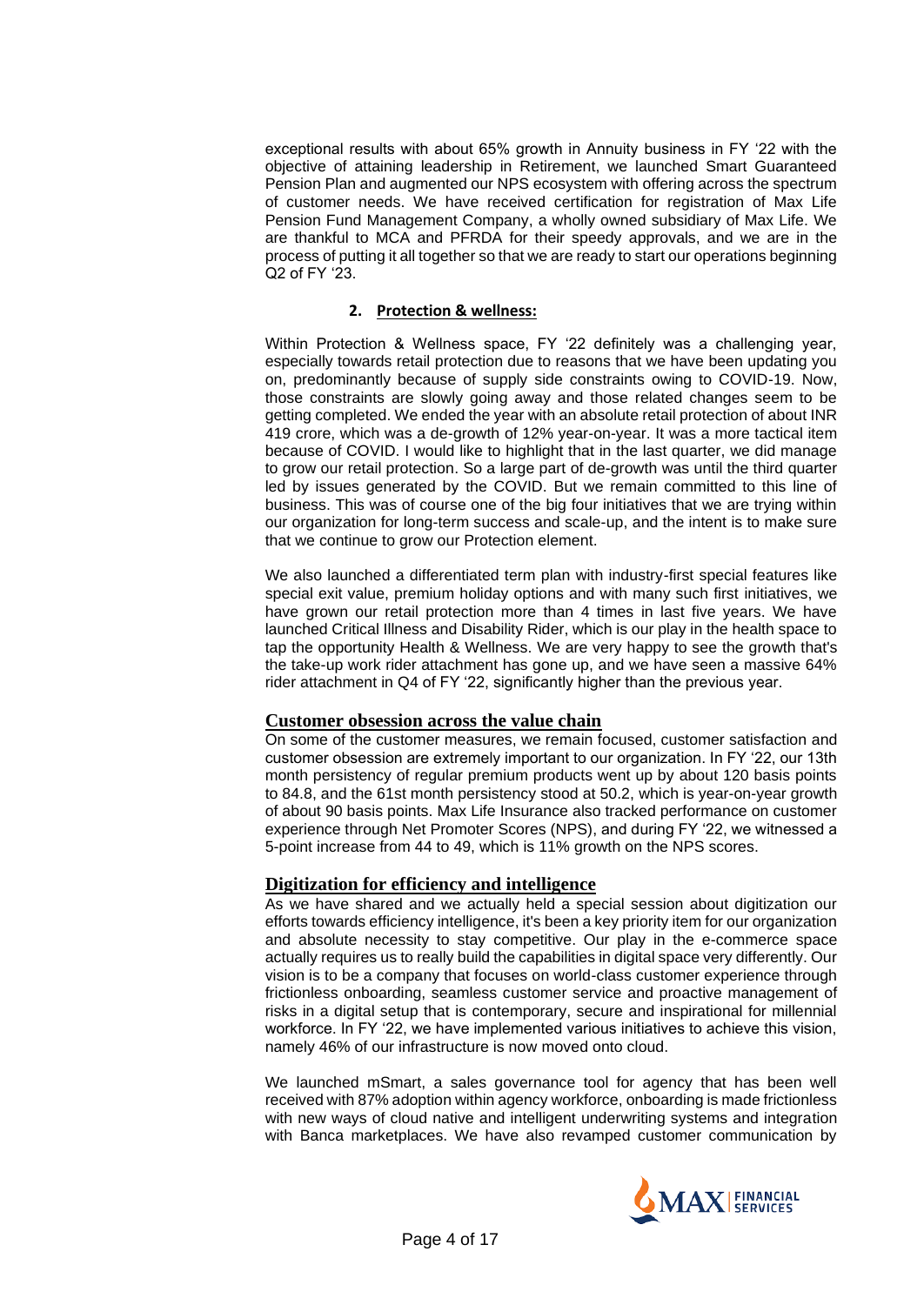exceptional results with about 65% growth in Annuity business in FY '22 with the objective of attaining leadership in Retirement, we launched Smart Guaranteed Pension Plan and augmented our NPS ecosystem with offering across the spectrum of customer needs. We have received certification for registration of Max Life Pension Fund Management Company, a wholly owned subsidiary of Max Life. We are thankful to MCA and PFRDA for their speedy approvals, and we are in the process of putting it all together so that we are ready to start our operations beginning Q2 of FY '23.

2. **Protection & wellness:**

Within Protection & Wellness space, FY '22 definitely was a challenging year, especially towards retail protection due to reasons that we have been updating you on, predominantly because of supply side constraints owing to COVID-19. Now, those constraints are slowly going away and those related changes seem to be getting completed. We ended the year with an absolute retail protection of about INR 419 crore, which was a de-growth of 12% year-on-year. It was a more tactical item because of COVID. I would like to highlight that in the last quarter, we did manage to grow our retail protection. So a large part of de-growth was until the third quarter led by issues generated by the COVID. But we remain committed to this line of business. This was of course one of the big four initiatives that we are trying within our organization for long-term success and scale-up, and the intent is to make sure that we continue to grow our Protection element.

We also launched a differentiated term plan with industry-first special features like special exit value, premium holiday options and with many such first initiatives, we have grown our retail protection more than 4 times in last five years. We have launched Critical Illness and Disability Rider, which is our play in the health space to tap the opportunity Health & Wellness. We are very happy to see the growth that's the take-up work rider attachment has gone up, and we have seen a massive 64% rider attachment in Q4 of FY '22, significantly higher than the previous year.

## Customer obsession across the value chain

On some of the customer measures, we remain focused, customer satisfaction and customer obsession are extremely important to our organization. In FY '22, our 13th month persistency of regular premium products went up by about 120 basis points to 84.8, and the 61st month persistency stood at 50.2, which is year-on-year growth of about 90 basis points. Max Life Insurance also tracked performance on customer experience through Net Promoter Scores (NPS), and during FY '22, we witnessed a 5-point increase from 44 to 49, which is 11% growth on the NPS scores.

## Digitization for efficiency and intelligence

As we have shared and we actually held a special session about digitization our efforts towards efficiency intelligence, it's been a key priority item for our organization and absolute necessity to stay competitive. Our play in the e-commerce space actually requires us to really build the capabilities in digital space very differently. Our vision is to be a company that focuses on world-class customer experience through frictionless onboarding, seamless customer service and proactive management of risks in a digital setup that is contemporary, secure and inspirational for millennial workforce. In FY '22, we have implemented various initiatives to achieve this vision, namely 46% of our infrastructure is now moved onto cloud.

We launched mSmart, a sales governance tool for agency that has been well received with 87% adoption within agency workforce, onboarding is made frictionless with new ways of cloud native and intelligent underwriting systems and integration with Banca marketplaces. We have also revamped customer communication by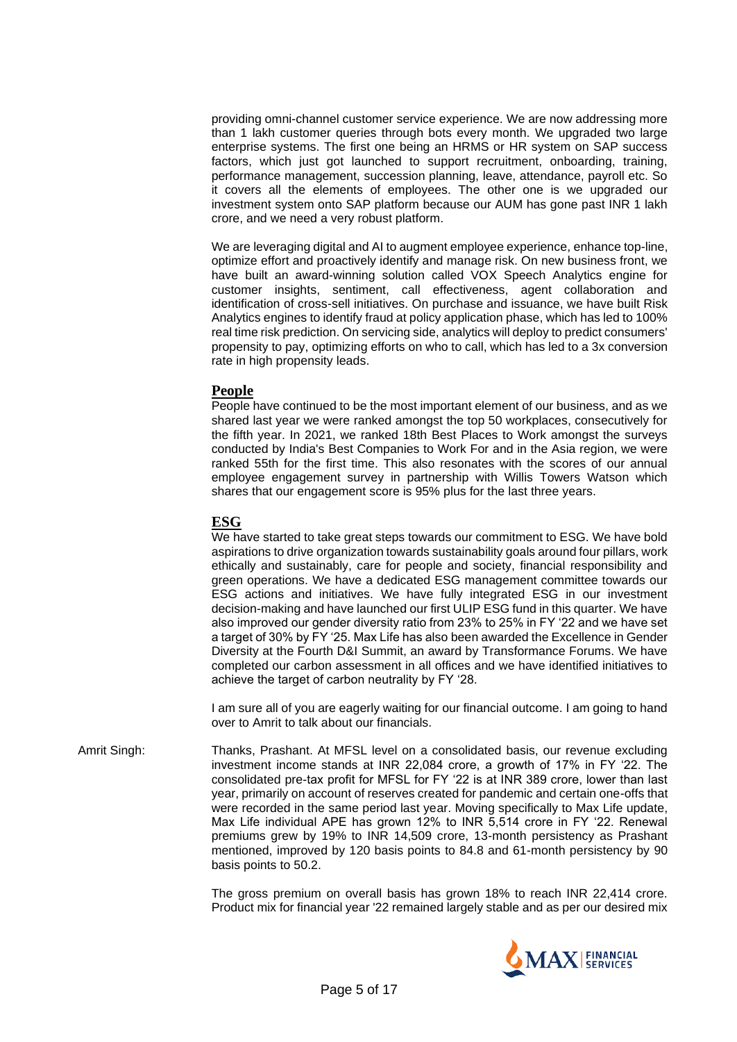providing omni-channel customer service experience. We are now addressing more than 1 lakh customer queries through bots every month. We upgraded two large enterprise systems. The first one being an HRMS or HR system on SAP success factors, which just got launched to support recruitment, onboarding, training, performance management, succession planning, leave, attendance, payroll etc. So it covers all the elements of employees. The other one is we upgraded our investment system onto SAP platform because our AUM has gone past INR 1 lakh crore, and we need a very robust platform.

We are leveraging digital and AI to augment employee experience, enhance top-line, optimize effort and proactively identify and manage risk. On new business front, we have built an award-winning solution called VOX Speech Analytics engine for customer insights, sentiment, call effectiveness, agent collaboration and identification of cross-sell initiatives. On purchase and issuance, we have built Risk Analytics engines to identify fraud at policy application phase, which has led to 100% real time risk prediction. On servicing side, analytics will deploy to predict consumers' propensity to pay, optimizing efforts on who to call, which has led to a 3x conversion rate in high propensity leads.

**People**

People have continued to be the most important element of our business, and as we shared last year we were ranked amongst the top 50 workplaces, consecutively for the fifth year. In 2021, we ranked 18th Best Places to Work amongst the surveys conducted by India's Best Companies to Work For and in the Asia region, we were ranked 55th for the first time. This also resonates with the scores of our annual employee engagement survey in partnership with Willis Towers Watson which shares that our engagement score is 95% plus for the last three years.

**ESG**

We have started to take great steps towards our commitment to ESG. We have bold aspirations to drive organization towards sustainability goals around four pillars, work ethically and sustainably, care for people and society, financial responsibility and green operations. We have a dedicated ESG management committee towards our ESG actions and initiatives. We have fully integrated ESG in our investment decision-making and have launched our first ULIP ESG fund in this quarter. We have also improved our gender diversity ratio from 23% to 25% in FY '22 and we have set a target of 30% by FY '25. Max Life has also been awarded the Excellence in Gender Diversity at the Fourth D&I Summit, an award by Transformance Forums. We have completed our carbon assessment in all offices and we have identified initiatives to achieve the target of carbon neutrality by FY '28.

I am sure all of you are eagerly waiting for our financial outcome. I am going to hand over to Amrit to talk about our financials.

Amrit Singh: Thanks, Prashant. At MFSL level on a consolidated basis, our revenue excluding investment income stands at INR 22,084 crore, a growth of 17% in FY '22. The consolidated pre-tax profit for MFSL for FY '22 is at INR 389 crore, lower than last year, primarily on account of reserves created for pandemic and certain one-offs that were recorded in the same period last year. Moving specifically to Max Life update, Max Life individual APE has grown 12% to INR 5,514 crore in FY '22. Renewal premiums grew by 19% to INR 14,509 crore, 13-month persistency as Prashant mentioned, improved by 120 basis points to 84.8 and 61-month persistency by 90 basis points to 50.2.

The gross premium on overall basis has grown 18% to reach INR 22,414 crore. Product mix for financial year '22 remained largely stable and as per our desired mix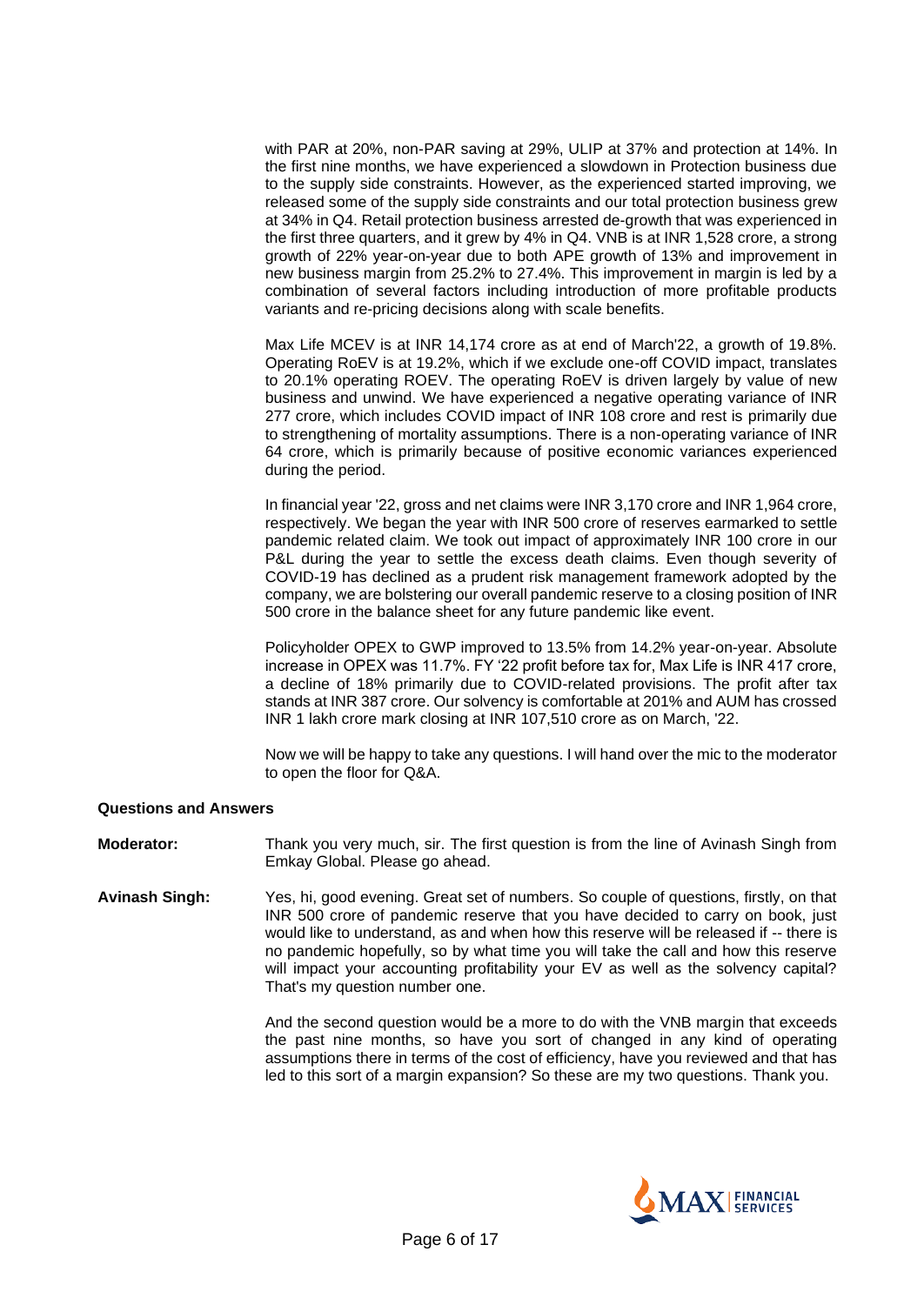with PAR at 20%, non-PAR saving at 29%, ULIP at 37% and protection at 14%. In the first nine months, we have experienced a slowdown in Protection business due to the supply side constraints. However, as the experienced started improving, we released some of the supply side constraints and our total protection business grew at 34% in Q4. Retail protection business arrested de-growth that was experienced in the first three quarters, and it grew by 4% in Q4. VNB is at INR 1,528 crore, a strong growth of 22% year-on-year due to both APE growth of 13% and improvement in new business margin from 25.2% to 27.4%. This improvement in margin is led by a combination of several factors including introduction of more profitable products variants and re-pricing decisions along with scale benefits.

Max Life MCEV is at INR 14,174 crore as at end of March'22, a growth of 19.8%. Operating RoEV is at 19.2%, which if we exclude one-off COVID impact, translates to 20.1% operating ROEV. The operating RoEV is driven largely by value of new business and unwind. We have experienced a negative operating variance of INR 277 crore, which includes COVID impact of INR 108 crore and rest is primarily due to strengthening of mortality assumptions. There is a non-operating variance of INR 64 crore, which is primarily because of positive economic variances experienced during the period.

In financial year '22, gross and net claims were INR 3,170 crore and INR 1,964 crore, respectively. We began the year with INR 500 crore of reserves earmarked to settle pandemic related claim. We took out impact of approximately INR 100 crore in our P&L during the year to settle the excess death claims. Even though severity of COVID-19 has declined as a prudent risk management framework adopted by the company, we are bolstering our overall pandemic reserve to a closing position of INR 500 crore in the balance sheet for any future pandemic like event.

Policyholder OPEX to GWP improved to 13.5% from 14.2% year-on-year. Absolute increase in OPEX was 11.7%. FY '22 profit before tax for, Max Life is INR 417 crore, a decline of 18% primarily due to COVID-related provisions. The profit after tax stands at INR 387 crore. Our solvency is comfortable at 201% and AUM has crossed INR 1 lakh crore mark closing at INR 107,510 crore as on March, '22.

Now we will be happy to take any questions. I will hand over the mic to the moderator to open the floor for Q&A.

**Questions and Answers**

**Moderator:** Thank you very much, sir. The first question is from the line of Avinash Singh from Emkay Global. Please go ahead.

**Avinash Singh:** Yes, hi, good evening. Great set of numbers. So couple of questions, firstly, on that INR 500 crore of pandemic reserve that you have decided to carry on book, just would like to understand, as and when how this reserve will be released if -- there is no pandemic hopefully, so by what time you will take the call and how this reserve will impact your accounting profitability your EV as well as the solvency capital? That's my question number one.

And the second question would be a more to do with the VNB margin that exceeds the past nine months, so have you sort of changed in any kind of operating assumptions there in terms of the cost of efficiency, have you reviewed and that has led to this sort of a margin expansion? So these are my two questions. Thank you.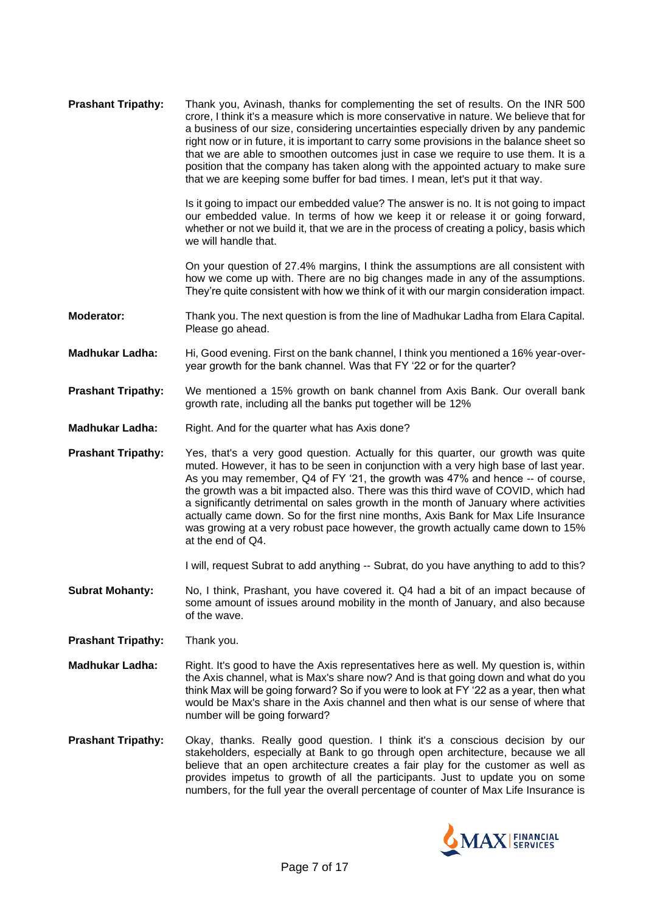**Prashant Tripathy:** Thank you, Avinash, thanks for complementing the set of results. On the INR 500 crore, I think it's a measure which is more conservative in nature. We believe that for a business of our size, considering uncertainties especially driven by any pandemic right now or in future, it is important to carry some provisions in the balance sheet so that we are able to smoothen outcomes just in case we require to use them. It is a position that the company has taken along with the appointed actuary to make sure that we are keeping some buffer for bad times. I mean, let's put it that way.

Is it going to impact our embedded value? The answer is no. It is not going to impact our embedded value. In terms of how we keep it or release it or going forward, whether or not we build it, that we are in the process of creating a policy, basis which we will handle that.

On your question of 27.4% margins, I think the assumptions are all consistent with how we come up with. There are no big changes made in any of the assumptions. They're quite consistent with how we think of it with our margin consideration impact.

**Moderator:** Thank you. The next question is from the line of Madhukar Ladha from Elara Capital. Please go ahead.

**Madhukar Ladha:** Hi, Good evening. First on the bank channel, I think you mentioned a 16% year-over-year growth for the bank channel. Was that FY '22 or for the quarter?

**Prashant Tripathy:** We mentioned a 15% growth on bank channel from Axis Bank. Our overall bank growth rate, including all the banks put together will be 12%

**Madhukar Ladha:** Right. And for the quarter what has Axis done?

**Prashant Tripathy:** Yes, that's a very good question. Actually for this quarter, our growth was quite muted. However, it has to be seen in conjunction with a very high base of last year. As you may remember, Q4 of FY '21, the growth was 47% and hence -- of course, the growth was a bit impacted also. There was this third wave of COVID, which had a significantly detrimental on sales growth in the month of January where activities actually came down. So for the first nine months, Axis Bank for Max Life Insurance was growing at a very robust pace however, the growth actually came down to 15% at the end of Q4.

I will, request Subrat to add anything -- Subrat, do you have anything to add to this?

**Subrat Mohanty:** No, I think, Prashant, you have covered it. Q4 had a bit of an impact because of some amount of issues around mobility in the month of January, and also because of the wave.

**Prashant Tripathy:** Thank you.

**Madhukar Ladha:** Right. It's good to have the Axis representatives here as well. My question is, within the Axis channel, what is Max's share now? And is that going down and what do you think Max will be going forward? So if you were to look at FY '22 as a year, then what would be Max's share in the Axis channel and then what is our sense of where that number will be going forward?

**Prashant Tripathy:** Okay, thanks. Really good question. I think it's a conscious decision by our stakeholders, especially at Bank to go through open architecture, because we all believe that an open architecture creates a fair play for the customer as well as provides impetus to growth of all the participants. Just to update you on some numbers, for the full year the overall percentage of counter of Max Life Insurance is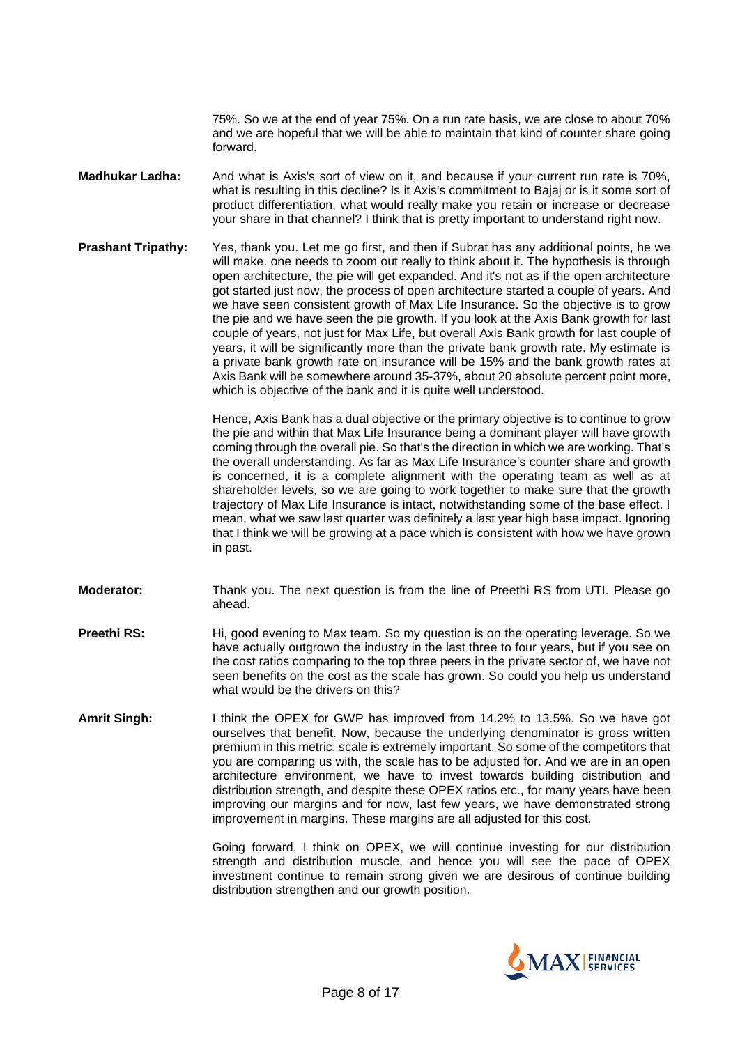75%. So we at the end of year 75%. On a run rate basis, we are close to about 70% and we are hopeful that we will be able to maintain that kind of counter share going forward.

**Madhukar Ladha:** And what is Axis's sort of view on it, and because if your current run rate is 70%, what is resulting in this decline? Is it Axis's commitment to Bajaj or is it some sort of product differentiation, what would really make you retain or increase or decrease your share in that channel? I think that is pretty important to understand right now.

**Prashant Tripathy:** Yes, thank you. Let me go first, and then if Subrat has any additional points, he we will make. one needs to zoom out really to think about it. The hypothesis is through open architecture, the pie will get expanded. And it's not as if the open architecture got started just now, the process of open architecture started a couple of years. And we have seen consistent growth of Max Life Insurance. So the objective is to grow the pie and we have seen the pie growth. If you look at the Axis Bank growth for last couple of years, not just for Max Life, but overall Axis Bank growth for last couple of years, it will be significantly more than the private bank growth rate. My estimate is a private bank growth rate on insurance will be 15% and the bank growth rates at Axis Bank will be somewhere around 35-37%, about 20 absolute percent point more, which is objective of the bank and it is quite well understood.

Hence, Axis Bank has a dual objective or the primary objective is to continue to grow the pie and within that Max Life Insurance being a dominant player will have growth coming through the overall pie. So that's the direction in which we are working. That's the overall understanding. As far as Max Life Insurance's counter share and growth is concerned, it is a complete alignment with the operating team as well as at shareholder levels, so we are going to work together to make sure that the growth trajectory of Max Life Insurance is intact, notwithstanding some of the base effect. I mean, what we saw last quarter was definitely a last year high base impact. Ignoring that I think we will be growing at a pace which is consistent with how we have grown in past.

**Moderator:** Thank you. The next question is from the line of Preethi RS from UTI. Please go ahead.

**Preethi RS:** Hi, good evening to Max team. So my question is on the operating leverage. So we have actually outgrown the industry in the last three to four years, but if you see on the cost ratios comparing to the top three peers in the private sector of, we have not seen benefits on the cost as the scale has grown. So could you help us understand what would be the drivers on this?

**Amrit Singh:** I think the OPEX for GWP has improved from 14.2% to 13.5%. So we have got ourselves that benefit. Now, because the underlying denominator is gross written premium in this metric, scale is extremely important. So some of the competitors that you are comparing us with, the scale has to be adjusted for. And we are in an open architecture environment, we have to invest towards building distribution and distribution strength, and despite these OPEX ratios etc., for many years have been improving our margins and for now, last few years, we have demonstrated strong improvement in margins. These margins are all adjusted for this cost.

Going forward, I think on OPEX, we will continue investing for our distribution strength and distribution muscle, and hence you will see the pace of OPEX investment continue to remain strong given we are desirous of continue building distribution strengthen and our growth position.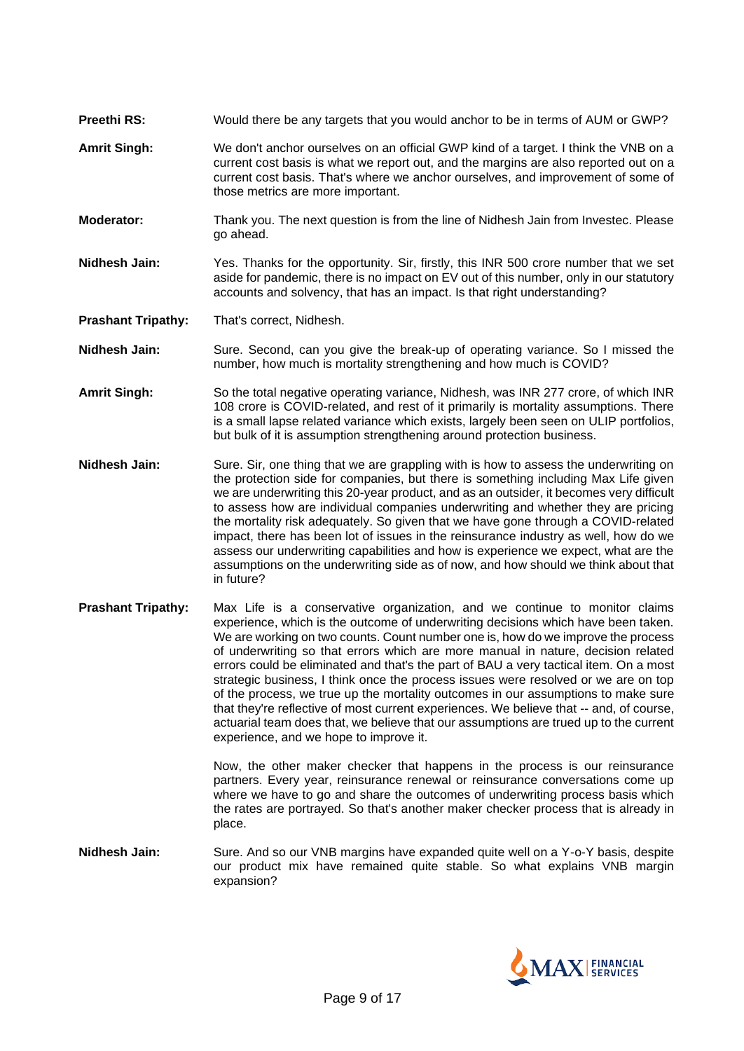**Preethi RS:** Would there be any targets that you would anchor to be in terms of AUM or GWP?

**Amrit Singh:** We don't anchor ourselves on an official GWP kind of a target. I think the VNB on a current cost basis is what we report out, and the margins are also reported out on a current cost basis. That's where we anchor ourselves, and improvement of some of those metrics are more important.

**Moderator:** Thank you. The next question is from the line of Nidhesh Jain from Investec. Please go ahead.

**Nidhesh Jain:** Yes. Thanks for the opportunity. Sir, firstly, this INR 500 crore number that we set aside for pandemic, there is no impact on EV out of this number, only in our statutory accounts and solvency, that has an impact. Is that right understanding?

**Prashant Tripathy:** That's correct, Nidhesh.

**Nidhesh Jain:** Sure. Second, can you give the break-up of operating variance. So I missed the number, how much is mortality strengthening and how much is COVID?

**Amrit Singh:** So the total negative operating variance, Nidhesh, was INR 277 crore, of which INR 108 crore is COVID-related, and rest of it primarily is mortality assumptions. There is a small lapse related variance which exists, largely been seen on ULIP portfolios, but bulk of it is assumption strengthening around protection business.

**Nidhesh Jain:** Sure. Sir, one thing that we are grappling with is how to assess the underwriting on the protection side for companies, but there is something including Max Life given we are underwriting this 20-year product, and as an outsider, it becomes very difficult to assess how are individual companies underwriting and whether they are pricing the mortality risk adequately. So given that we have gone through a COVID-related impact, there has been lot of issues in the reinsurance industry as well, how do we assess our underwriting capabilities and how is experience we expect, what are the assumptions on the underwriting side as of now, and how should we think about that in future?

**Prashant Tripathy:** Max Life is a conservative organization, and we continue to monitor claims experience, which is the outcome of underwriting decisions which have been taken. We are working on two counts. Count number one is, how do we improve the process of underwriting so that errors which are more manual in nature, decision related errors could be eliminated and that's the part of BAU a very tactical item. On a most strategic business, I think once the process issues were resolved or we are on top of the process, we true up the mortality outcomes in our assumptions to make sure that they're reflective of most current experiences. We believe that -- and, of course, actuarial team does that, we believe that our assumptions are trued up to the current experience, and we hope to improve it.

Now, the other maker checker that happens in the process is our reinsurance partners. Every year, reinsurance renewal or reinsurance conversations come up where we have to go and share the outcomes of underwriting process basis which the rates are portrayed. So that's another maker checker process that is already in place.

**Nidhesh Jain:** Sure. And so our VNB margins have expanded quite well on a Y-o-Y basis, despite our product mix have remained quite stable. So what explains VNB margin expansion?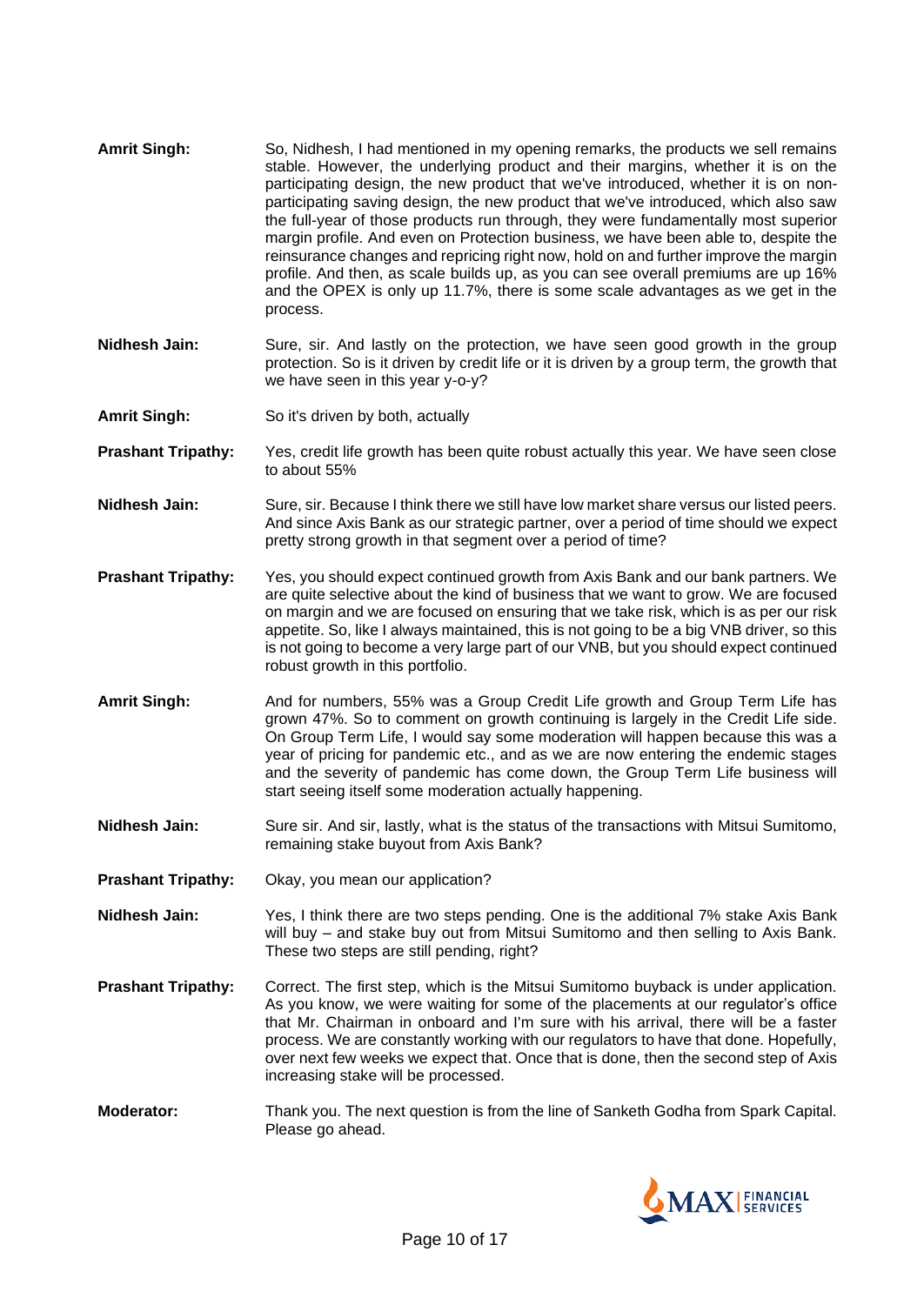**Amrit Singh:** So, Nidhesh, I had mentioned in my opening remarks, the products we sell remains stable. However, the underlying product and their margins, whether it is on the participating design, the new product that we've introduced, whether it is on non-participating saving design, the new product that we've introduced, which also saw the full-year of those products run through, they were fundamentally most superior margin profile. And even on Protection business, we have been able to, despite the reinsurance changes and repricing right now, hold on and further improve the margin profile. And then, as scale builds up, as you can see overall premiums are up 16% and the OPEX is only up 11.7%, there is some scale advantages as we get in the process.

**Nidhesh Jain:** Sure, sir. And lastly on the protection, we have seen good growth in the group protection. So is it driven by credit life or it is driven by a group term, the growth that we have seen in this year y-o-y?

**Amrit Singh:** So it's driven by both, actually

**Prashant Tripathy:** Yes, credit life growth has been quite robust actually this year. We have seen close to about 55%

**Nidhesh Jain:** Sure, sir. Because I think there we still have low market share versus our listed peers. And since Axis Bank as our strategic partner, over a period of time should we expect pretty strong growth in that segment over a period of time?

**Prashant Tripathy:** Yes, you should expect continued growth from Axis Bank and our bank partners. We are quite selective about the kind of business that we want to grow. We are focused on margin and we are focused on ensuring that we take risk, which is as per our risk appetite. So, like I always maintained, this is not going to be a big VNB driver, so this is not going to become a very large part of our VNB, but you should expect continued robust growth in this portfolio.

**Amrit Singh:** And for numbers, 55% was a Group Credit Life growth and Group Term Life has grown 47%. So to comment on growth continuing is largely in the Credit Life side. On Group Term Life, I would say some moderation will happen because this was a year of pricing for pandemic etc., and as we are now entering the endemic stages and the severity of pandemic has come down, the Group Term Life business will start seeing itself some moderation actually happening.

**Nidhesh Jain:** Sure sir. And sir, lastly, what is the status of the transactions with Mitsui Sumitomo, remaining stake buyout from Axis Bank?

**Prashant Tripathy:** Okay, you mean our application?

**Nidhesh Jain:** Yes, I think there are two steps pending. One is the additional 7% stake Axis Bank will buy – and stake buy out from Mitsui Sumitomo and then selling to Axis Bank. These two steps are still pending, right?

**Prashant Tripathy:** Correct. The first step, which is the Mitsui Sumitomo buyback is under application. As you know, we were waiting for some of the placements at our regulator's office that Mr. Chairman in onboard and I'm sure with his arrival, there will be a faster process. We are constantly working with our regulators to have that done. Hopefully, over next few weeks we expect that. Once that is done, then the second step of Axis increasing stake will be processed.

**Moderator:** Thank you. The next question is from the line of Sanketh Godha from Spark Capital. Please go ahead.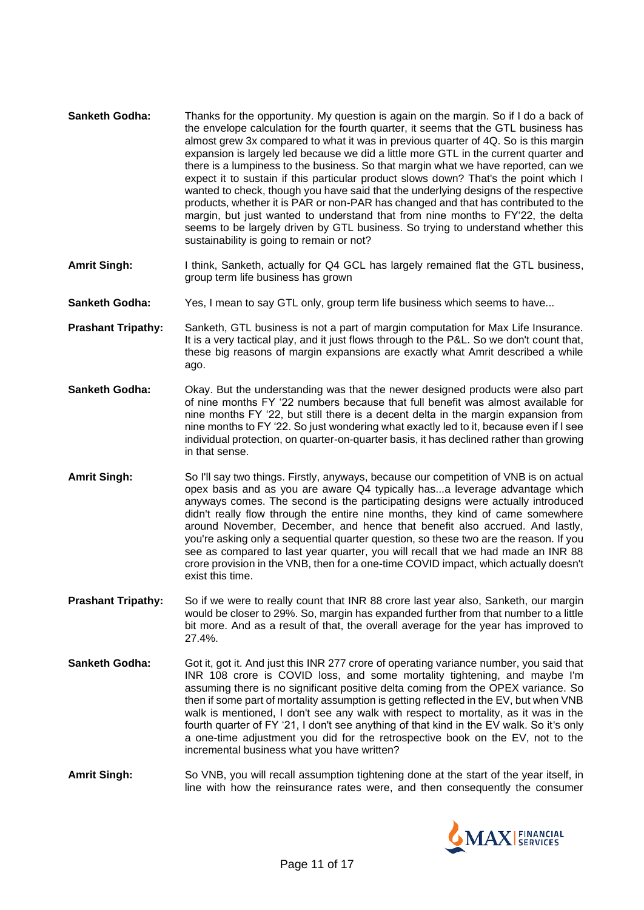**Sanketh Godha:** Thanks for the opportunity. My question is again on the margin. So if I do a back of the envelope calculation for the fourth quarter, it seems that the GTL business has almost grew 3x compared to what it was in previous quarter of 4Q. So is this margin expansion is largely led because we did a little more GTL in the current quarter and there is a lumpiness to the business. So that margin what we have reported, can we expect it to sustain if this particular product slows down? That's the point which I wanted to check, though you have said that the underlying designs of the respective products, whether it is PAR or non-PAR has changed and that has contributed to the margin, but just wanted to understand that from nine months to FY'22, the delta seems to be largely driven by GTL business. So trying to understand whether this sustainability is going to remain or not?

**Amrit Singh:** I think, Sanketh, actually for Q4 GCL has largely remained flat the GTL business, group term life business has grown

**Sanketh Godha:** Yes, I mean to say GTL only, group term life business which seems to have...

**Prashant Tripathy:** Sanketh, GTL business is not a part of margin computation for Max Life Insurance. It is a very tactical play, and it just flows through to the P&L. So we don't count that, these big reasons of margin expansions are exactly what Amrit described a while ago.

**Sanketh Godha:** Okay. But the understanding was that the newer designed products were also part of nine months FY '22 numbers because that full benefit was almost available for nine months FY '22, but still there is a decent delta in the margin expansion from nine months to FY '22. So just wondering what exactly led to it, because even if I see individual protection, on quarter-on-quarter basis, it has declined rather than growing in that sense.

**Amrit Singh:** So I'll say two things. Firstly, anyways, because our competition of VNB is on actual opex basis and as you are aware Q4 typically has...a leverage advantage which anyways comes. The second is the participating designs were actually introduced didn't really flow through the entire nine months, they kind of came somewhere around November, December, and hence that benefit also accrued. And lastly, you're asking only a sequential quarter question, so these two are the reason. If you see as compared to last year quarter, you will recall that we had made an INR 88 crore provision in the VNB, then for a one-time COVID impact, which actually doesn't exist this time.

**Prashant Tripathy:** So if we were to really count that INR 88 crore last year also, Sanketh, our margin would be closer to 29%. So, margin has expanded further from that number to a little bit more. And as a result of that, the overall average for the year has improved to 27.4%.

**Sanketh Godha:** Got it, got it. And just this INR 277 crore of operating variance number, you said that INR 108 crore is COVID loss, and some mortality tightening, and maybe I'm assuming there is no significant positive delta coming from the OPEX variance. So then if some part of mortality assumption is getting reflected in the EV, but when VNB walk is mentioned, I don't see any walk with respect to mortality, as it was in the fourth quarter of FY '21, I don't see anything of that kind in the EV walk. So it's only a one-time adjustment you did for the retrospective book on the EV, not to the incremental business what you have written?

**Amrit Singh:** So VNB, you will recall assumption tightening done at the start of the year itself, in line with how the reinsurance rates were, and then consequently the consumer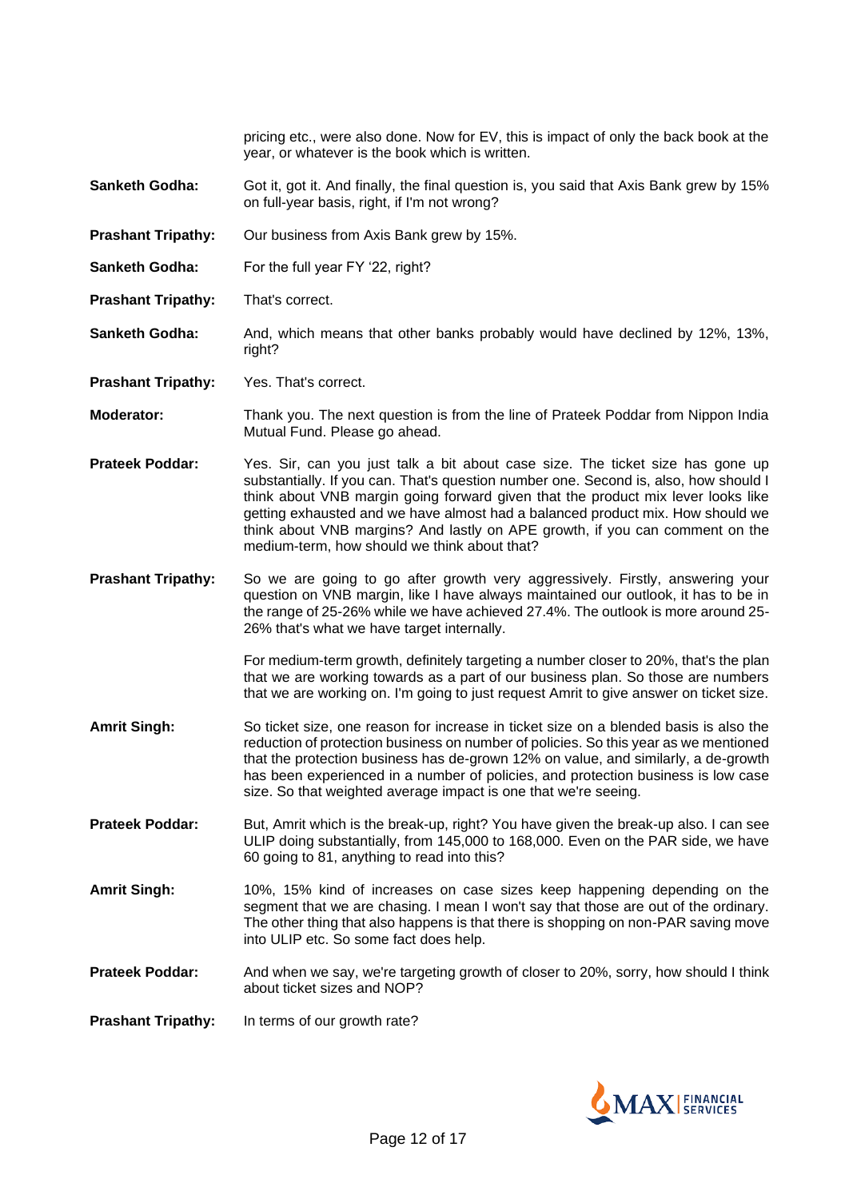pricing etc., were also done. Now for EV, this is impact of only the back book at the year, or whatever is the book which is written.

**Sanketh Godha:** Got it, got it. And finally, the final question is, you said that Axis Bank grew by 15% on full-year basis, right, if I'm not wrong?

**Prashant Tripathy:** Our business from Axis Bank grew by 15%.

**Sanketh Godha:** For the full year FY '22, right?

**Prashant Tripathy:** That's correct.

**Sanketh Godha:** And, which means that other banks probably would have declined by 12%, 13%, right?

**Prashant Tripathy:** Yes. That's correct.

**Moderator:** Thank you. The next question is from the line of Prateek Poddar from Nippon India Mutual Fund. Please go ahead.

**Prateek Poddar:** Yes. Sir, can you just talk a bit about case size. The ticket size has gone up substantially. If you can. That's question number one. Second is, also, how should I think about VNB margin going forward given that the product mix lever looks like getting exhausted and we have almost had a balanced product mix. How should we think about VNB margins? And lastly on APE growth, if you can comment on the medium-term, how should we think about that?

**Prashant Tripathy:** So we are going to go after growth very aggressively. Firstly, answering your question on VNB margin, like I have always maintained our outlook, it has to be in the range of 25-26% while we have achieved 27.4%. The outlook is more around 25-26% that's what we have target internally.

For medium-term growth, definitely targeting a number closer to 20%, that's the plan that we are working towards as a part of our business plan. So those are numbers that we are working on. I'm going to just request Amrit to give answer on ticket size.

**Amrit Singh:** So ticket size, one reason for increase in ticket size on a blended basis is also the reduction of protection business on number of policies. So this year as we mentioned that the protection business has de-grown 12% on value, and similarly, a de-growth has been experienced in a number of policies, and protection business is low case size. So that weighted average impact is one that we're seeing.

**Prateek Poddar:** But, Amrit which is the break-up, right? You have given the break-up also. I can see ULIP doing substantially, from 145,000 to 168,000. Even on the PAR side, we have 60 going to 81, anything to read into this?

**Amrit Singh:** 10%, 15% kind of increases on case sizes keep happening depending on the segment that we are chasing. I mean I won't say that those are out of the ordinary. The other thing that also happens is that there is shopping on non-PAR saving move into ULIP etc. So some fact does help.

**Prateek Poddar:** And when we say, we're targeting growth of closer to 20%, sorry, how should I think about ticket sizes and NOP?

**Prashant Tripathy:** In terms of our growth rate?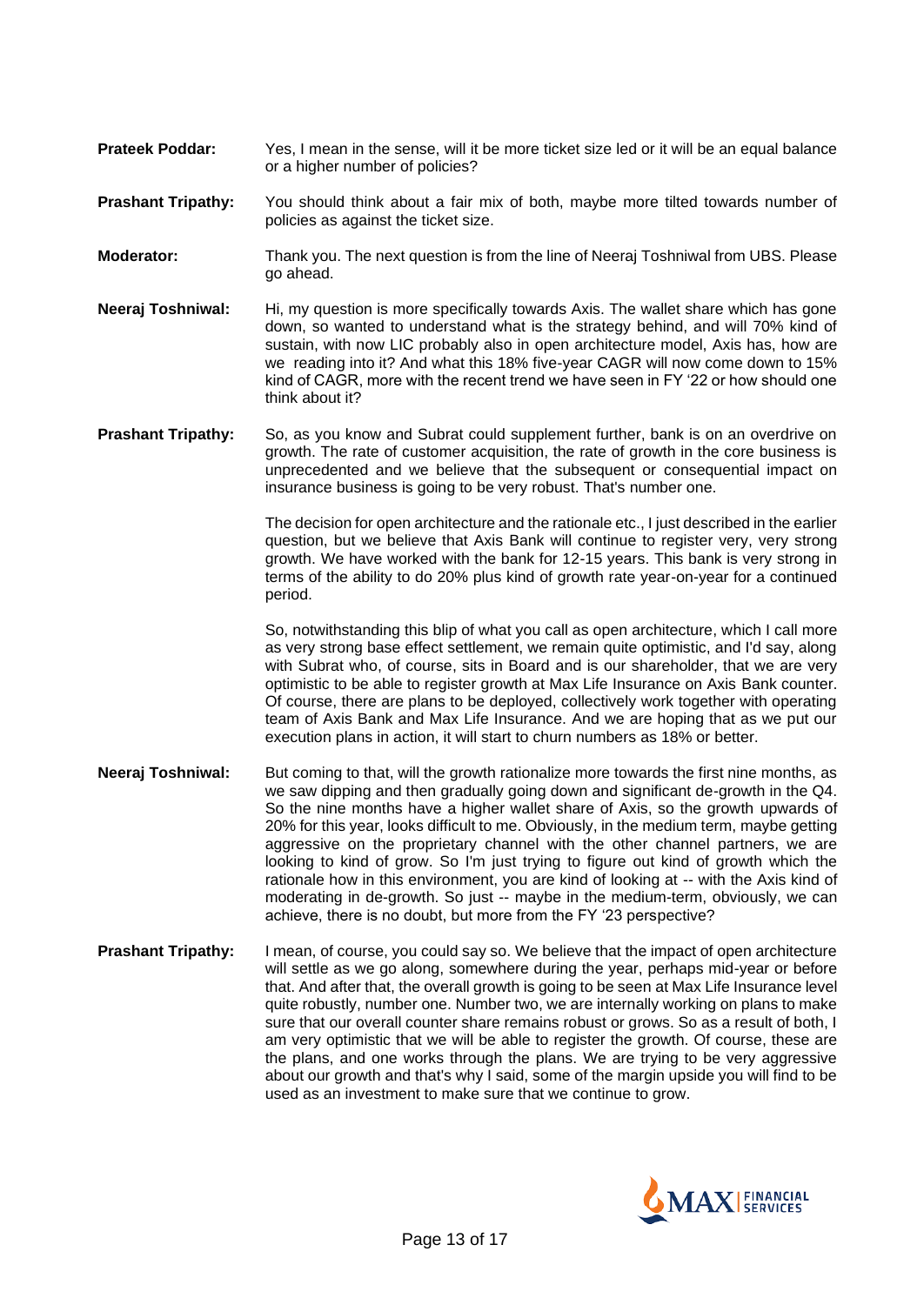**Prateek Poddar:** Yes, I mean in the sense, will it be more ticket size led or it will be an equal balance or a higher number of policies?

**Prashant Tripathy:** You should think about a fair mix of both, maybe more tilted towards number of policies as against the ticket size.

**Moderator:** Thank you. The next question is from the line of Neeraj Toshniwal from UBS. Please go ahead.

**Neeraj Toshniwal:** Hi, my question is more specifically towards Axis. The wallet share which has gone down, so wanted to understand what is the strategy behind, and will 70% kind of sustain, with now LIC probably also in open architecture model, Axis has, how are we reading into it? And what this 18% five-year CAGR will now come down to 15% kind of CAGR, more with the recent trend we have seen in FY '22 or how should one think about it?

**Prashant Tripathy:** So, as you know and Subrat could supplement further, bank is on an overdrive on growth. The rate of customer acquisition, the rate of growth in the core business is unprecedented and we believe that the subsequent or consequential impact on insurance business is going to be very robust. That's number one.

The decision for open architecture and the rationale etc., I just described in the earlier question, but we believe that Axis Bank will continue to register very, very strong growth. We have worked with the bank for 12-15 years. This bank is very strong in terms of the ability to do 20% plus kind of growth rate year-on-year for a continued period.

So, notwithstanding this blip of what you call as open architecture, which I call more as very strong base effect settlement, we remain quite optimistic, and I'd say, along with Subrat who, of course, sits in Board and is our shareholder, that we are very optimistic to be able to register growth at Max Life Insurance on Axis Bank counter. Of course, there are plans to be deployed, collectively work together with operating team of Axis Bank and Max Life Insurance. And we are hoping that as we put our execution plans in action, it will start to churn numbers as 18% or better.

**Neeraj Toshniwal:** But coming to that, will the growth rationalize more towards the first nine months, as we saw dipping and then gradually going down and significant de-growth in the Q4. So the nine months have a higher wallet share of Axis, so the growth upwards of 20% for this year, looks difficult to me. Obviously, in the medium term, maybe getting aggressive on the proprietary channel with the other channel partners, we are looking to kind of grow. So I'm just trying to figure out kind of growth which the rationale how in this environment, you are kind of looking at -- with the Axis kind of moderating in de-growth. So just -- maybe in the medium-term, obviously, we can achieve, there is no doubt, but more from the FY '23 perspective?

**Prashant Tripathy:** I mean, of course, you could say so. We believe that the impact of open architecture will settle as we go along, somewhere during the year, perhaps mid-year or before that. And after that, the overall growth is going to be seen at Max Life Insurance level quite robustly, number one. Number two, we are internally working on plans to make sure that our overall counter share remains robust or grows. So as a result of both, I am very optimistic that we will be able to register the growth. Of course, these are the plans, and one works through the plans. We are trying to be very aggressive about our growth and that's why I said, some of the margin upside you will find to be used as an investment to make sure that we continue to grow.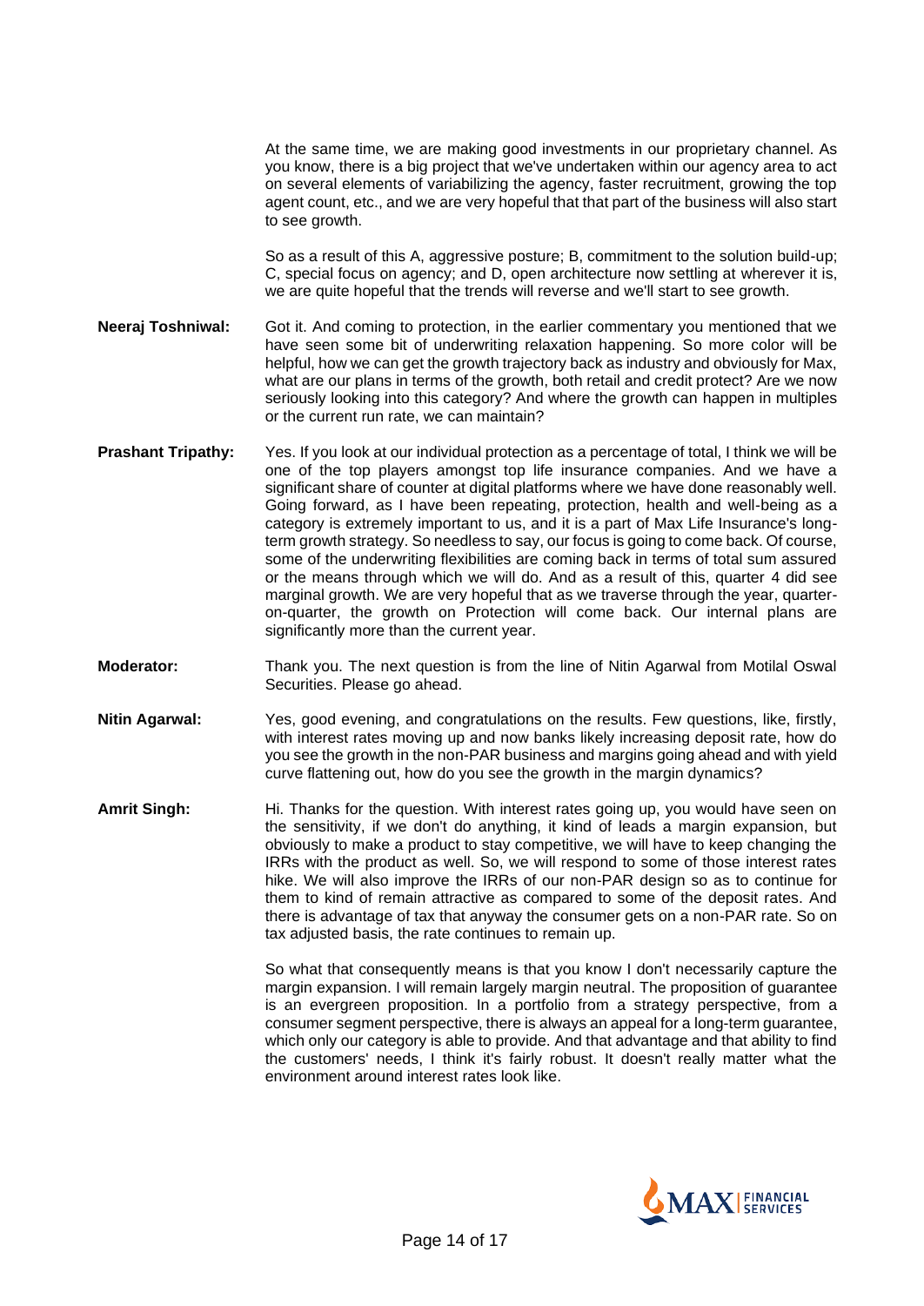At the same time, we are making good investments in our proprietary channel. As you know, there is a big project that we've undertaken within our agency area to act on several elements of variabilizing the agency, faster recruitment, growing the top agent count, etc., and we are very hopeful that that part of the business will also start to see growth.

So as a result of this A, aggressive posture; B, commitment to the solution build-up; C, special focus on agency; and D, open architecture now settling at wherever it is, we are quite hopeful that the trends will reverse and we'll start to see growth.

**Neeraj Toshniwal:** Got it. And coming to protection, in the earlier commentary you mentioned that we have seen some bit of underwriting relaxation happening. So more color will be helpful, how we can get the growth trajectory back as industry and obviously for Max, what are our plans in terms of the growth, both retail and credit protect? Are we now seriously looking into this category? And where the growth can happen in multiples or the current run rate, we can maintain?

**Prashant Tripathy:** Yes. If you look at our individual protection as a percentage of total, I think we will be one of the top players amongst top life insurance companies. And we have a significant share of counter at digital platforms where we have done reasonably well. Going forward, as I have been repeating, protection, health and well-being as a category is extremely important to us, and it is a part of Max Life Insurance's long-term growth strategy. So needless to say, our focus is going to come back. Of course, some of the underwriting flexibilities are coming back in terms of total sum assured or the means through which we will do. And as a result of this, quarter 4 did see marginal growth. We are very hopeful that as we traverse through the year, quarter-on-quarter, the growth on Protection will come back. Our internal plans are significantly more than the current year.

**Moderator:** Thank you. The next question is from the line of Nitin Agarwal from Motilal Oswal Securities. Please go ahead.

**Nitin Agarwal:** Yes, good evening, and congratulations on the results. Few questions, like, firstly, with interest rates moving up and now banks likely increasing deposit rate, how do you see the growth in the non-PAR business and margins going ahead and with yield curve flattening out, how do you see the growth in the margin dynamics?

**Amrit Singh:** Hi. Thanks for the question. With interest rates going up, you would have seen on the sensitivity, if we don't do anything, it kind of leads a margin expansion, but obviously to make a product to stay competitive, we will have to keep changing the IRRs with the product as well. So, we will respond to some of those interest rates hike. We will also improve the IRRs of our non-PAR design so as to continue for them to kind of remain attractive as compared to some of the deposit rates. And there is advantage of tax that anyway the consumer gets on a non-PAR rate. So on tax adjusted basis, the rate continues to remain up.

So what that consequently means is that you know I don't necessarily capture the margin expansion. I will remain largely margin neutral. The proposition of guarantee is an evergreen proposition. In a portfolio from a strategy perspective, from a consumer segment perspective, there is always an appeal for a long-term guarantee, which only our category is able to provide. And that advantage and that ability to find the customers' needs, I think it's fairly robust. It doesn't really matter what the environment around interest rates look like.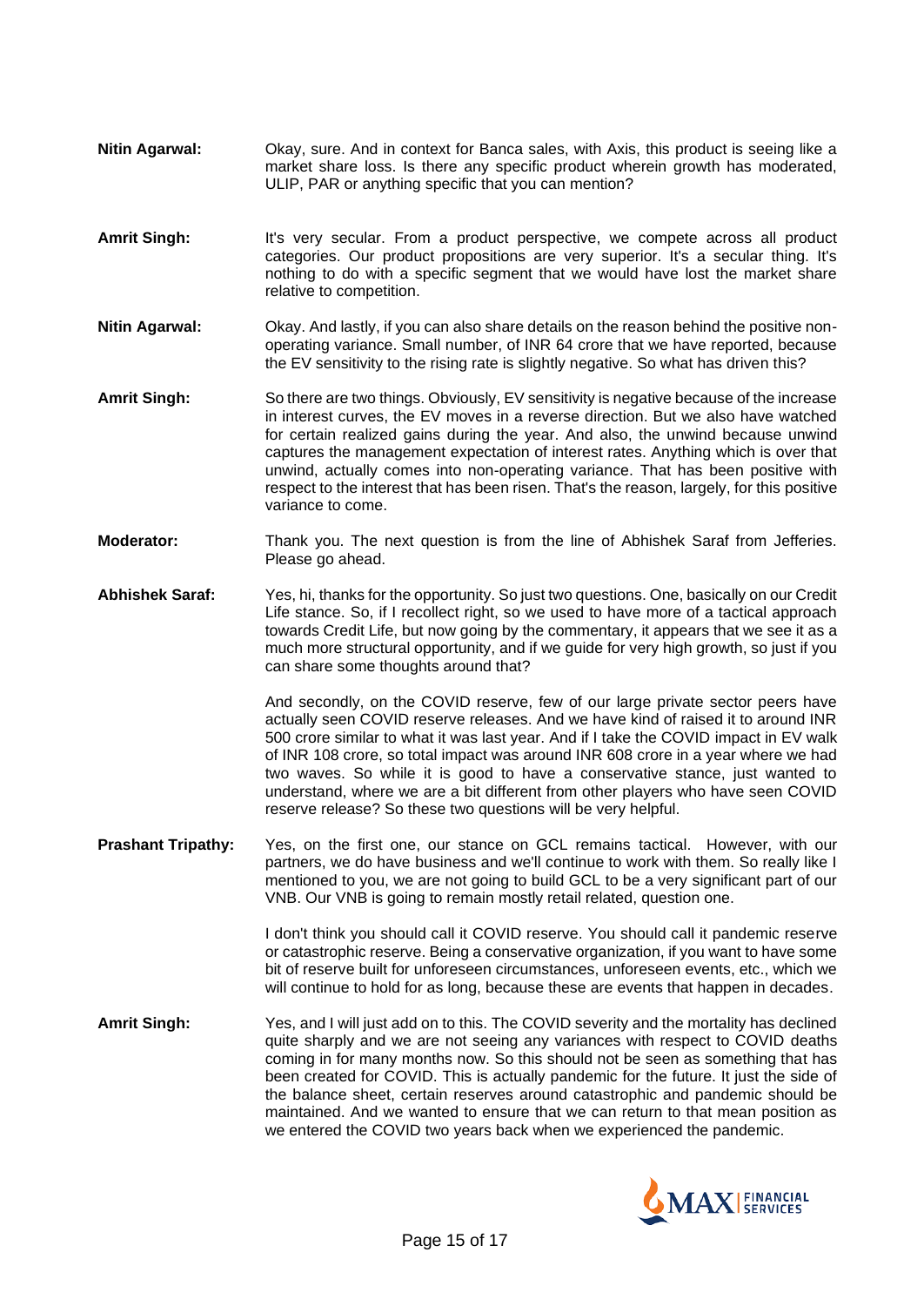**Nitin Agarwal:** Okay, sure. And in context for Banca sales, with Axis, this product is seeing like a market share loss. Is there any specific product wherein growth has moderated, ULIP, PAR or anything specific that you can mention?

**Amrit Singh:** It's very secular. From a product perspective, we compete across all product categories. Our product propositions are very superior. It's a secular thing. It's nothing to do with a specific segment that we would have lost the market share relative to competition.

**Nitin Agarwal:** Okay. And lastly, if you can also share details on the reason behind the positive non-operating variance. Small number, of INR 64 crore that we have reported, because the EV sensitivity to the rising rate is slightly negative. So what has driven this?

**Amrit Singh:** So there are two things. Obviously, EV sensitivity is negative because of the increase in interest curves, the EV moves in a reverse direction. But we also have watched for certain realized gains during the year. And also, the unwind because unwind captures the management expectation of interest rates. Anything which is over that unwind, actually comes into non-operating variance. That has been positive with respect to the interest that has been risen. That's the reason, largely, for this positive variance to come.

**Moderator:** Thank you. The next question is from the line of Abhishek Saraf from Jefferies. Please go ahead.

**Abhishek Saraf:** Yes, hi, thanks for the opportunity. So just two questions. One, basically on our Credit Life stance. So, if I recollect right, so we used to have more of a tactical approach towards Credit Life, but now going by the commentary, it appears that we see it as a much more structural opportunity, and if we guide for very high growth, so just if you can share some thoughts around that?

And secondly, on the COVID reserve, few of our large private sector peers have actually seen COVID reserve releases. And we have kind of raised it to around INR 500 crore similar to what it was last year. And if I take the COVID impact in EV walk of INR 108 crore, so total impact was around INR 608 crore in a year where we had two waves. So while it is good to have a conservative stance, just wanted to understand, where we are a bit different from other players who have seen COVID reserve release? So these two questions will be very helpful.

**Prashant Tripathy:** Yes, on the first one, our stance on GCL remains tactical. However, with our partners, we do have business and we'll continue to work with them. So really like I mentioned to you, we are not going to build GCL to be a very significant part of our VNB. Our VNB is going to remain mostly retail related, question one.

I don't think you should call it COVID reserve. You should call it pandemic reserve or catastrophic reserve. Being a conservative organization, if you want to have some bit of reserve built for unforeseen circumstances, unforeseen events, etc., which we will continue to hold for as long, because these are events that happen in decades.

**Amrit Singh:** Yes, and I will just add on to this. The COVID severity and the mortality has declined quite sharply and we are not seeing any variances with respect to COVID deaths coming in for many months now. So this should not be seen as something that has been created for COVID. This is actually pandemic for the future. It just the side of the balance sheet, certain reserves around catastrophic and pandemic should be maintained. And we wanted to ensure that we can return to that mean position as we entered the COVID two years back when we experienced the pandemic.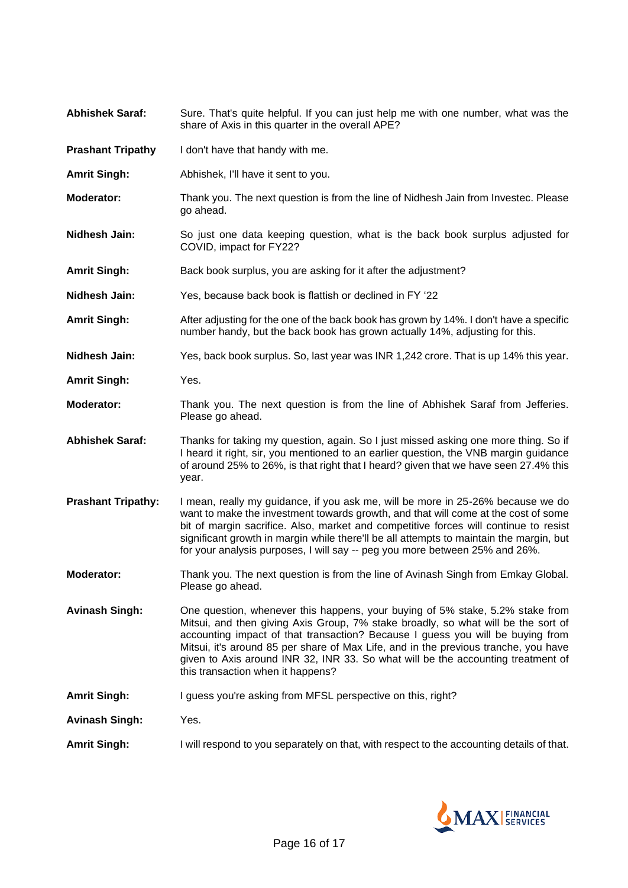**Abhishek Saraf:** Sure. That's quite helpful. If you can just help me with one number, what was the share of Axis in this quarter in the overall APE?

**Prashant Tripathy** I don't have that handy with me.

**Amrit Singh:** Abhishek, I'll have it sent to you.

**Moderator:** Thank you. The next question is from the line of Nidhesh Jain from Investec. Please go ahead.

**Nidhesh Jain:** So just one data keeping question, what is the back book surplus adjusted for COVID, impact for FY22?

**Amrit Singh:** Back book surplus, you are asking for it after the adjustment?

**Nidhesh Jain:** Yes, because back book is flattish or declined in FY '22

**Amrit Singh:** After adjusting for the one of the back book has grown by 14%. I don't have a specific number handy, but the back book has grown actually 14%, adjusting for this.

**Nidhesh Jain:** Yes, back book surplus. So, last year was INR 1,242 crore. That is up 14% this year.

**Amrit Singh:** Yes.

**Moderator:** Thank you. The next question is from the line of Abhishek Saraf from Jefferies. Please go ahead.

**Abhishek Saraf:** Thanks for taking my question, again. So I just missed asking one more thing. So if I heard it right, sir, you mentioned to an earlier question, the VNB margin guidance of around 25% to 26%, is that right that I heard? given that we have seen 27.4% this year.

**Prashant Tripathy:** I mean, really my guidance, if you ask me, will be more in 25-26% because we do want to make the investment towards growth, and that will come at the cost of some bit of margin sacrifice. Also, market and competitive forces will continue to resist significant growth in margin while there'll be all attempts to maintain the margin, but for your analysis purposes, I will say -- peg you more between 25% and 26%.

**Moderator:** Thank you. The next question is from the line of Avinash Singh from Emkay Global. Please go ahead.

**Avinash Singh:** One question, whenever this happens, your buying of 5% stake, 5.2% stake from Mitsui, and then giving Axis Group, 7% stake broadly, so what will be the sort of accounting impact of that transaction? Because I guess you will be buying from Mitsui, it's around 85 per share of Max Life, and in the previous tranche, you have given to Axis around INR 32, INR 33. So what will be the accounting treatment of this transaction when it happens?

**Amrit Singh:** I guess you're asking from MFSL perspective on this, right?

**Avinash Singh:** Yes.

**Amrit Singh:** I will respond to you separately on that, with respect to the accounting details of that.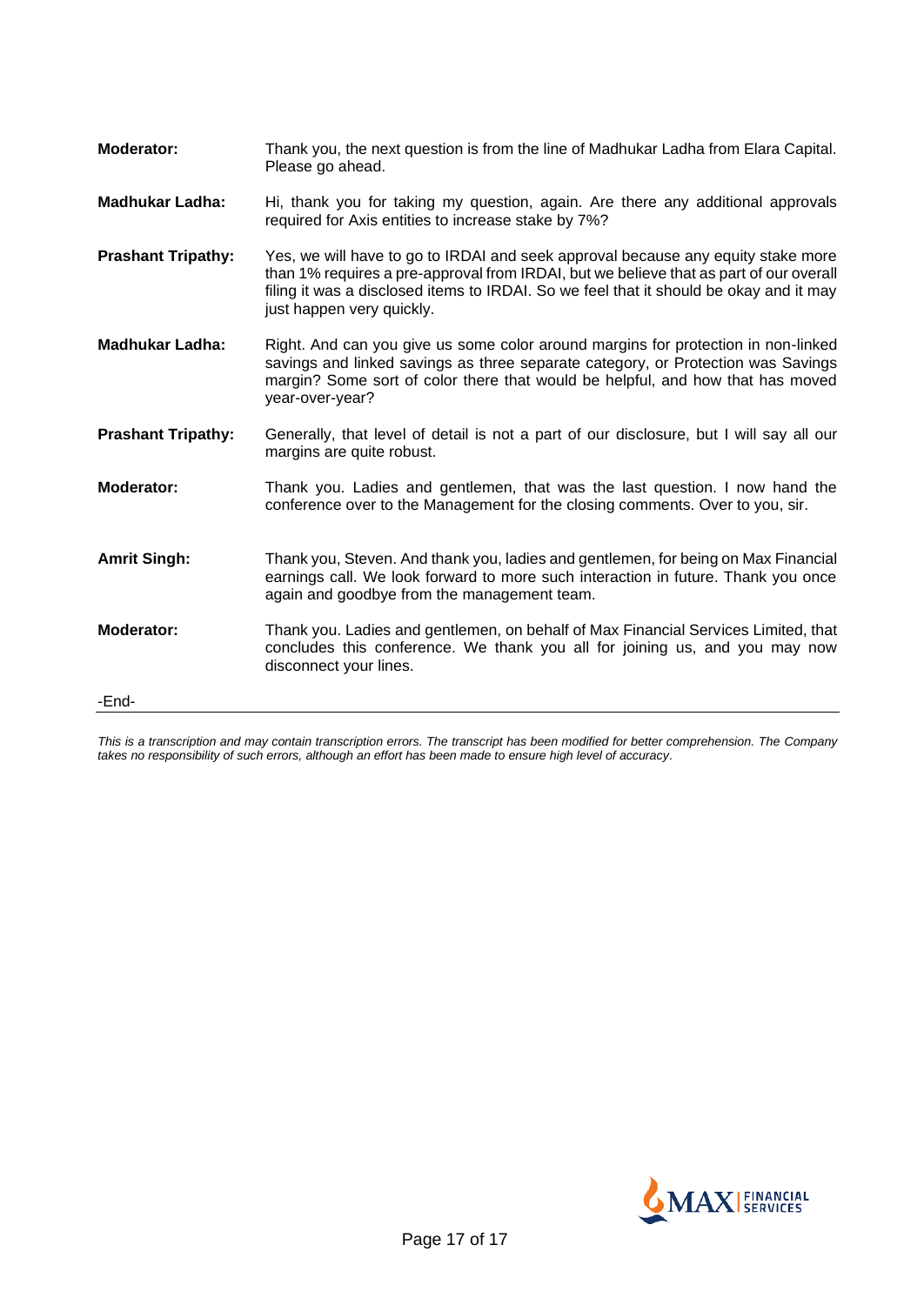**Moderator:** Thank you, the next question is from the line of Madhukar Ladha from Elara Capital. Please go ahead.

**Madhukar Ladha:** Hi, thank you for taking my question, again. Are there any additional approvals required for Axis entities to increase stake by 7%?

**Prashant Tripathy:** Yes, we will have to go to IRDAI and seek approval because any equity stake more than 1% requires a pre-approval from IRDAI, but we believe that as part of our overall filing it was a disclosed items to IRDAI. So we feel that it should be okay and it may just happen very quickly.

**Madhukar Ladha:** Right. And can you give us some color around margins for protection in non-linked savings and linked savings as three separate category, or Protection was Savings margin? Some sort of color there that would be helpful, and how that has moved year-over-year?

**Prashant Tripathy:** Generally, that level of detail is not a part of our disclosure, but I will say all our margins are quite robust.

**Moderator:** Thank you. Ladies and gentlemen, that was the last question. I now hand the conference over to the Management for the closing comments. Over to you, sir.

**Amrit Singh:** Thank you, Steven. And thank you, ladies and gentlemen, for being on Max Financial earnings call. We look forward to more such interaction in future. Thank you once again and goodbye from the management team.

**Moderator:** Thank you. Ladies and gentlemen, on behalf of Max Financial Services Limited, that concludes this conference. We thank you all for joining us, and you may now disconnect your lines.

-End-

*This is a transcription and may contain transcription errors. The transcript has been modified for better comprehension. The Company takes no responsibility of such errors, although an effort has been made to ensure high level of accuracy.*